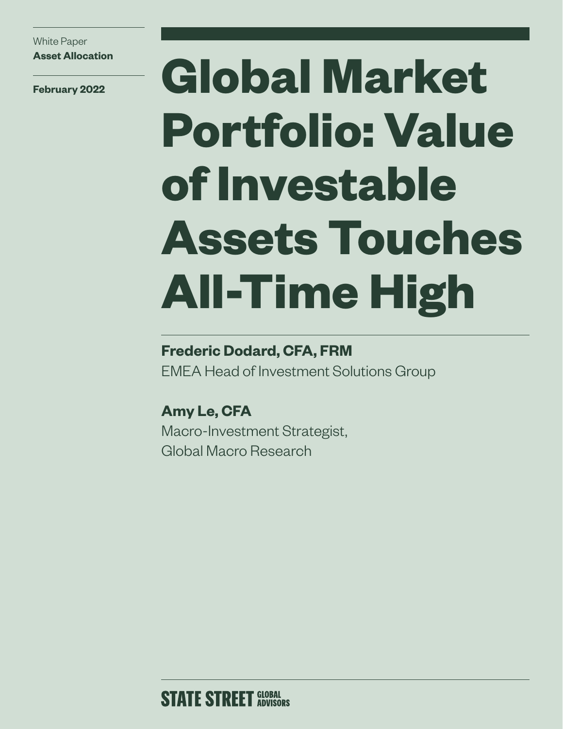White Paper
**Asset Allocation**

**February 2022**

# Global Market Portfolio: Value of Investable Assets Touches All-Time High

**Frederic Dodard, CFA, FRM**
EMEA Head of Investment Solutions Group

**Amy Le, CFA**
Macro-Investment Strategist,
Global Macro Research

STATE STREET GLOBAL ADVISORS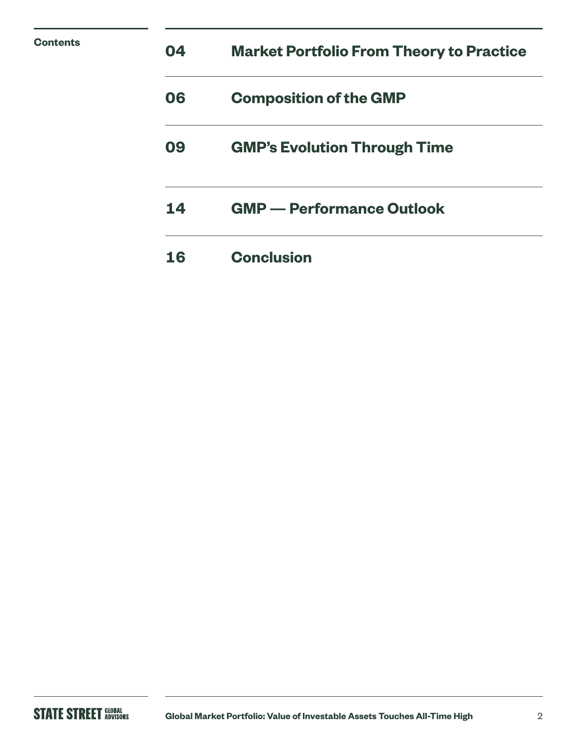## Contents

| | |
|---|---|
| 04 | **Market Portfolio From Theory to Practice** |
| 06 | **Composition of the GMP** |
| 09 | **GMP's Evolution Through Time** |
| 14 | **GMP — Performance Outlook** |
| 16 | **Conclusion** |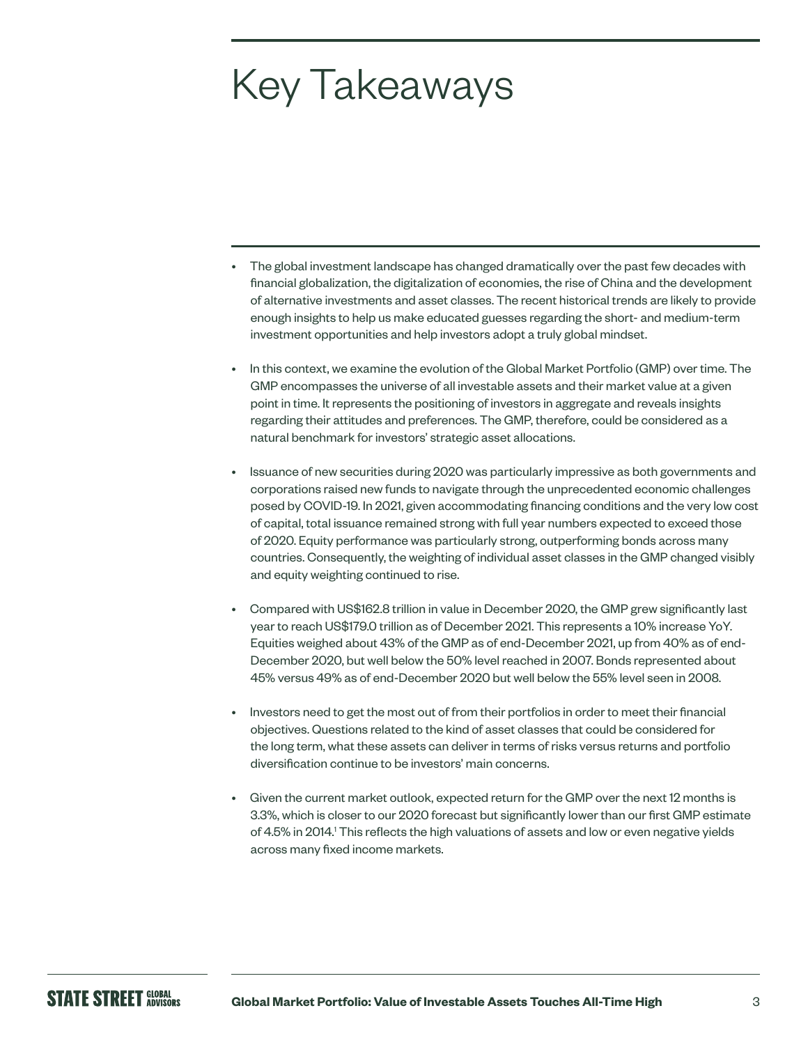# Key Takeaways

- The global investment landscape has changed dramatically over the past few decades with financial globalization, the digitalization of economies, the rise of China and the development of alternative investments and asset classes. The recent historical trends are likely to provide enough insights to help us make educated guesses regarding the short- and medium-term investment opportunities and help investors adopt a truly global mindset.
- In this context, we examine the evolution of the Global Market Portfolio (GMP) over time. The GMP encompasses the universe of all investable assets and their market value at a given point in time. It represents the positioning of investors in aggregate and reveals insights regarding their attitudes and preferences. The GMP, therefore, could be considered as a natural benchmark for investors' strategic asset allocations.
- Issuance of new securities during 2020 was particularly impressive as both governments and corporations raised new funds to navigate through the unprecedented economic challenges posed by COVID-19. In 2021, given accommodating financing conditions and the very low cost of capital, total issuance remained strong with full year numbers expected to exceed those of 2020. Equity performance was particularly strong, outperforming bonds across many countries. Consequently, the weighting of individual asset classes in the GMP changed visibly and equity weighting continued to rise.
- Compared with US$162.8 trillion in value in December 2020, the GMP grew significantly last year to reach US$179.0 trillion as of December 2021. This represents a 10% increase YoY. Equities weighed about 43% of the GMP as of end-December 2021, up from 40% as of end-December 2020, but well below the 50% level reached in 2007. Bonds represented about 45% versus 49% as of end-December 2020 but well below the 55% level seen in 2008.
- Investors need to get the most out of from their portfolios in order to meet their financial objectives. Questions related to the kind of asset classes that could be considered for the long term, what these assets can deliver in terms of risks versus returns and portfolio diversification continue to be investors' main concerns.
- Given the current market outlook, expected return for the GMP over the next 12 months is 3.3%, which is closer to our 2020 forecast but significantly lower than our first GMP estimate of 4.5% in 2014.[1] This reflects the high valuations of assets and low or even negative yields across many fixed income markets.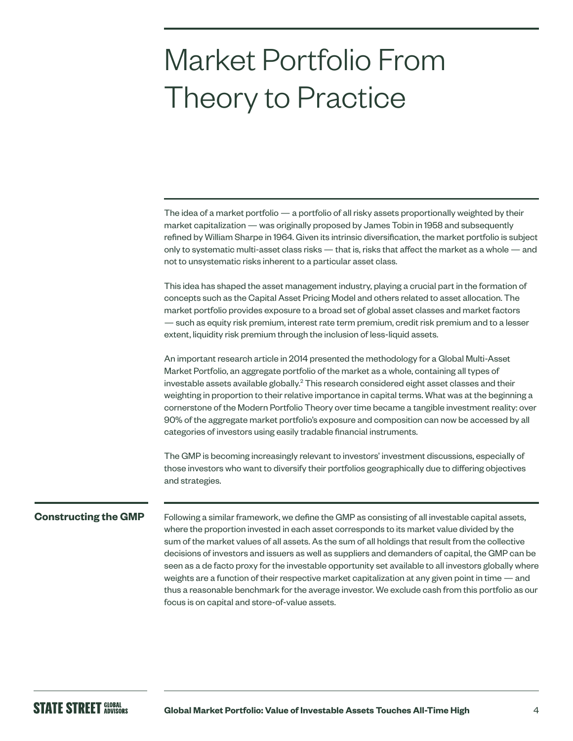# Market Portfolio From Theory to Practice

The idea of a market portfolio — a portfolio of all risky assets proportionally weighted by their market capitalization — was originally proposed by James Tobin in 1958 and subsequently refined by William Sharpe in 1964. Given its intrinsic diversification, the market portfolio is subject only to systematic multi-asset class risks — that is, risks that affect the market as a whole — and not to unsystematic risks inherent to a particular asset class.

This idea has shaped the asset management industry, playing a crucial part in the formation of concepts such as the Capital Asset Pricing Model and others related to asset allocation. The market portfolio provides exposure to a broad set of global asset classes and market factors — such as equity risk premium, interest rate term premium, credit risk premium and to a lesser extent, liquidity risk premium through the inclusion of less-liquid assets.

An important research article in 2014 presented the methodology for a Global Multi-Asset Market Portfolio, an aggregate portfolio of the market as a whole, containing all types of investable assets available globally.[2] This research considered eight asset classes and their weighting in proportion to their relative importance in capital terms. What was at the beginning a cornerstone of the Modern Portfolio Theory over time became a tangible investment reality: over 90% of the aggregate market portfolio's exposure and composition can now be accessed by all categories of investors using easily tradable financial instruments.

The GMP is becoming increasingly relevant to investors' investment discussions, especially of those investors who want to diversify their portfolios geographically due to differing objectives and strategies.

## Constructing the GMP

Following a similar framework, we define the GMP as consisting of all investable capital assets, where the proportion invested in each asset corresponds to its market value divided by the sum of the market values of all assets. As the sum of all holdings that result from the collective decisions of investors and issuers as well as suppliers and demanders of capital, the GMP can be seen as a de facto proxy for the investable opportunity set available to all investors globally where weights are a function of their respective market capitalization at any given point in time — and thus a reasonable benchmark for the average investor. We exclude cash from this portfolio as our focus is on capital and store-of-value assets.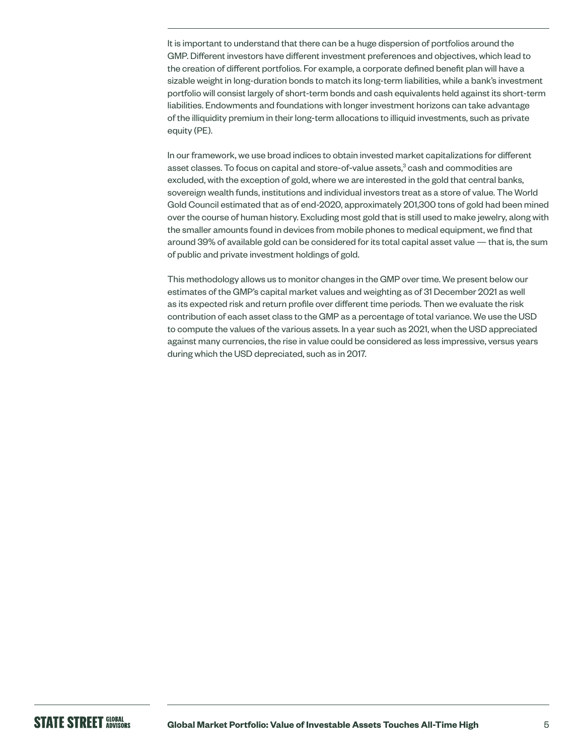It is important to understand that there can be a huge dispersion of portfolios around the GMP. Different investors have different investment preferences and objectives, which lead to the creation of different portfolios. For example, a corporate defined benefit plan will have a sizable weight in long-duration bonds to match its long-term liabilities, while a bank's investment portfolio will consist largely of short-term bonds and cash equivalents held against its short-term liabilities. Endowments and foundations with longer investment horizons can take advantage of the illiquidity premium in their long-term allocations to illiquid investments, such as private equity (PE).

In our framework, we use broad indices to obtain invested market capitalizations for different asset classes. To focus on capital and store-of-value assets,[3] cash and commodities are excluded, with the exception of gold, where we are interested in the gold that central banks, sovereign wealth funds, institutions and individual investors treat as a store of value. The World Gold Council estimated that as of end-2020, approximately 201,300 tons of gold had been mined over the course of human history. Excluding most gold that is still used to make jewelry, along with the smaller amounts found in devices from mobile phones to medical equipment, we find that around 39% of available gold can be considered for its total capital asset value — that is, the sum of public and private investment holdings of gold.

This methodology allows us to monitor changes in the GMP over time. We present below our estimates of the GMP's capital market values and weighting as of 31 December 2021 as well as its expected risk and return profile over different time periods. Then we evaluate the risk contribution of each asset class to the GMP as a percentage of total variance. We use the USD to compute the values of the various assets. In a year such as 2021, when the USD appreciated against many currencies, the rise in value could be considered as less impressive, versus years during which the USD depreciated, such as in 2017.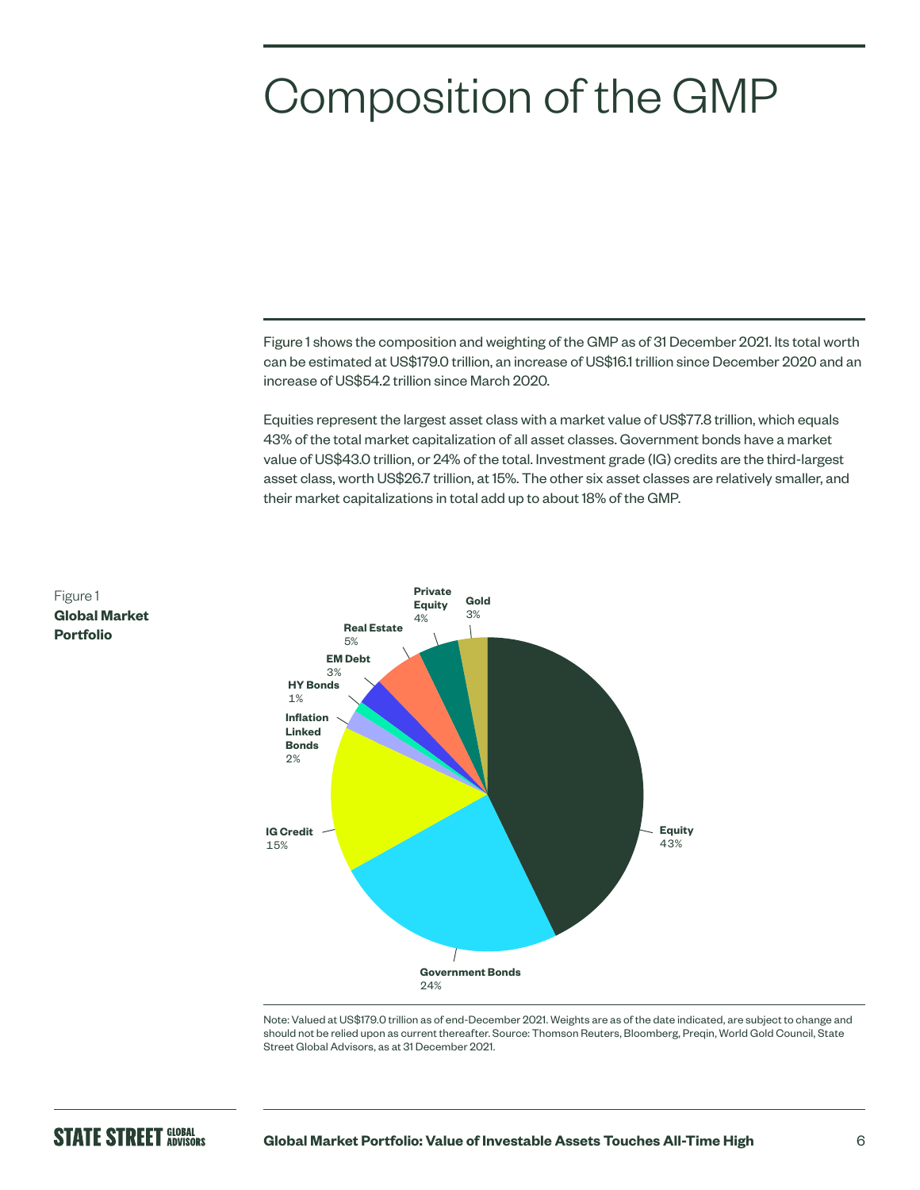# Composition of the GMP

Figure 1 shows the composition and weighting of the GMP as of 31 December 2021. Its total worth can be estimated at US$179.0 trillion, an increase of US$16.1 trillion since December 2020 and an increase of US$54.2 trillion since March 2020.

Equities represent the largest asset class with a market value of US$77.8 trillion, which equals 43% of the total market capitalization of all asset classes. Government bonds have a market value of US$43.0 trillion, or 24% of the total. Investment grade (IG) credits are the third-largest asset class, worth US$26.7 trillion, at 15%. The other six asset classes are relatively smaller, and their market capitalizations in total add up to about 18% of the GMP.

Figure 1
**Global Market Portfolio**

| Asset Class | Weight |
| --- | --- |
| Equity | 43% |
| Government Bonds | 24% |
| IG Credit | 15% |
| Inflation Linked Bonds | 2% |
| HY Bonds | 1% |
| EM Debt | 3% |
| Real Estate | 5% |
| Private Equity | 4% |
| Gold | 3% |

Note: Valued at US$179.0 trillion as of end-December 2021. Weights are as of the date indicated, are subject to change and should not be relied upon as current thereafter. Source: Thomson Reuters, Bloomberg, Preqin, World Gold Council, State Street Global Advisors, as at 31 December 2021.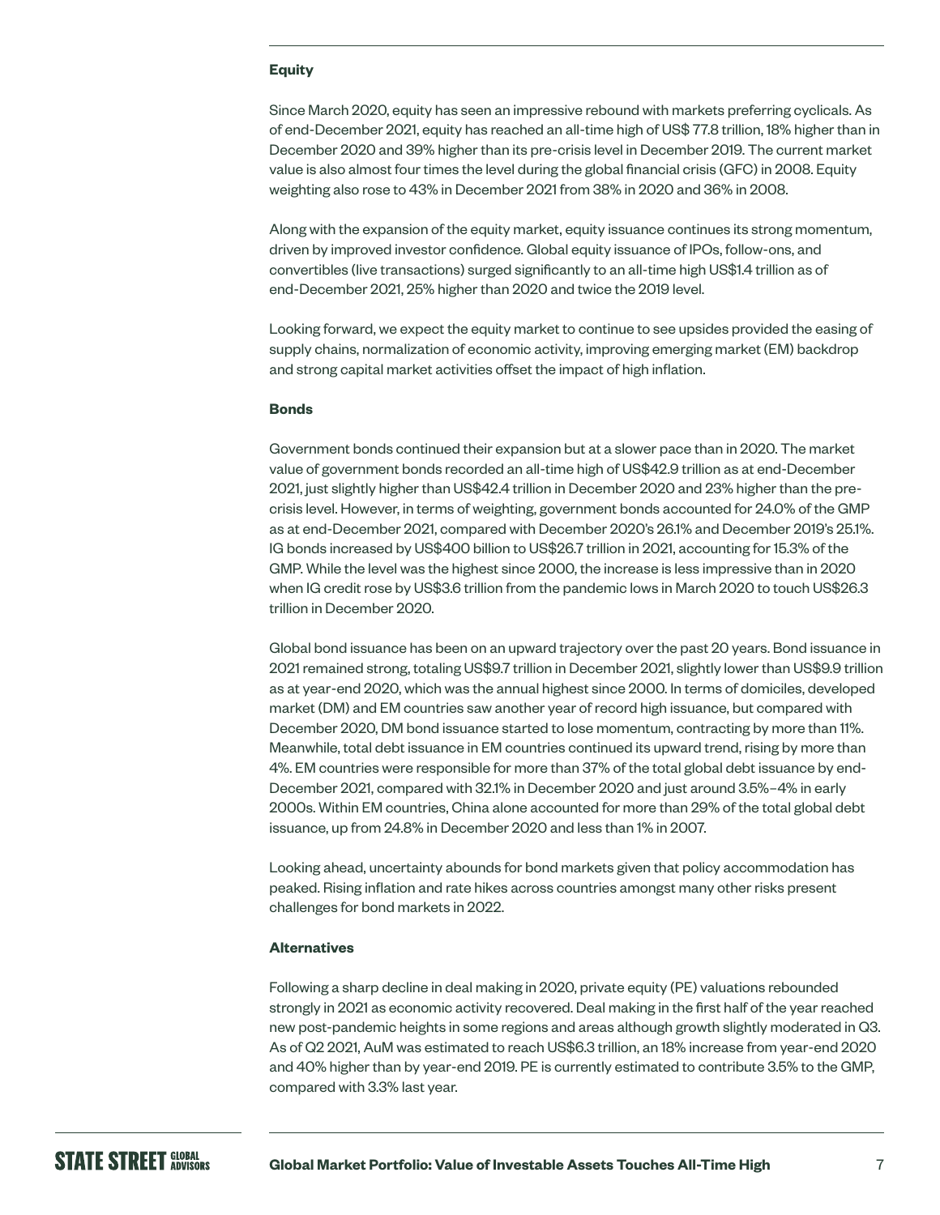**Equity**

Since March 2020, equity has seen an impressive rebound with markets preferring cyclicals. As of end-December 2021, equity has reached an all-time high of US$ 77.8 trillion, 18% higher than in December 2020 and 39% higher than its pre-crisis level in December 2019. The current market value is also almost four times the level during the global financial crisis (GFC) in 2008. Equity weighting also rose to 43% in December 2021 from 38% in 2020 and 36% in 2008.

Along with the expansion of the equity market, equity issuance continues its strong momentum, driven by improved investor confidence. Global equity issuance of IPOs, follow-ons, and convertibles (live transactions) surged significantly to an all-time high US$1.4 trillion as of end-December 2021, 25% higher than 2020 and twice the 2019 level.

Looking forward, we expect the equity market to continue to see upsides provided the easing of supply chains, normalization of economic activity, improving emerging market (EM) backdrop and strong capital market activities offset the impact of high inflation.

**Bonds**

Government bonds continued their expansion but at a slower pace than in 2020. The market value of government bonds recorded an all-time high of US$42.9 trillion as at end-December 2021, just slightly higher than US$42.4 trillion in December 2020 and 23% higher than the pre-crisis level. However, in terms of weighting, government bonds accounted for 24.0% of the GMP as at end-December 2021, compared with December 2020's 26.1% and December 2019's 25.1%. IG bonds increased by US$400 billion to US$26.7 trillion in 2021, accounting for 15.3% of the GMP. While the level was the highest since 2000, the increase is less impressive than in 2020 when IG credit rose by US$3.6 trillion from the pandemic lows in March 2020 to touch US$26.3 trillion in December 2020.

Global bond issuance has been on an upward trajectory over the past 20 years. Bond issuance in 2021 remained strong, totaling US$9.7 trillion in December 2021, slightly lower than US$9.9 trillion as at year-end 2020, which was the annual highest since 2000. In terms of domiciles, developed market (DM) and EM countries saw another year of record high issuance, but compared with December 2020, DM bond issuance started to lose momentum, contracting by more than 11%. Meanwhile, total debt issuance in EM countries continued its upward trend, rising by more than 4%. EM countries were responsible for more than 37% of the total global debt issuance by end-December 2021, compared with 32.1% in December 2020 and just around 3.5%–4% in early 2000s. Within EM countries, China alone accounted for more than 29% of the total global debt issuance, up from 24.8% in December 2020 and less than 1% in 2007.

Looking ahead, uncertainty abounds for bond markets given that policy accommodation has peaked. Rising inflation and rate hikes across countries amongst many other risks present challenges for bond markets in 2022.

**Alternatives**

Following a sharp decline in deal making in 2020, private equity (PE) valuations rebounded strongly in 2021 as economic activity recovered. Deal making in the first half of the year reached new post-pandemic heights in some regions and areas although growth slightly moderated in Q3. As of Q2 2021, AuM was estimated to reach US$6.3 trillion, an 18% increase from year-end 2020 and 40% higher than by year-end 2019. PE is currently estimated to contribute 3.5% to the GMP, compared with 3.3% last year.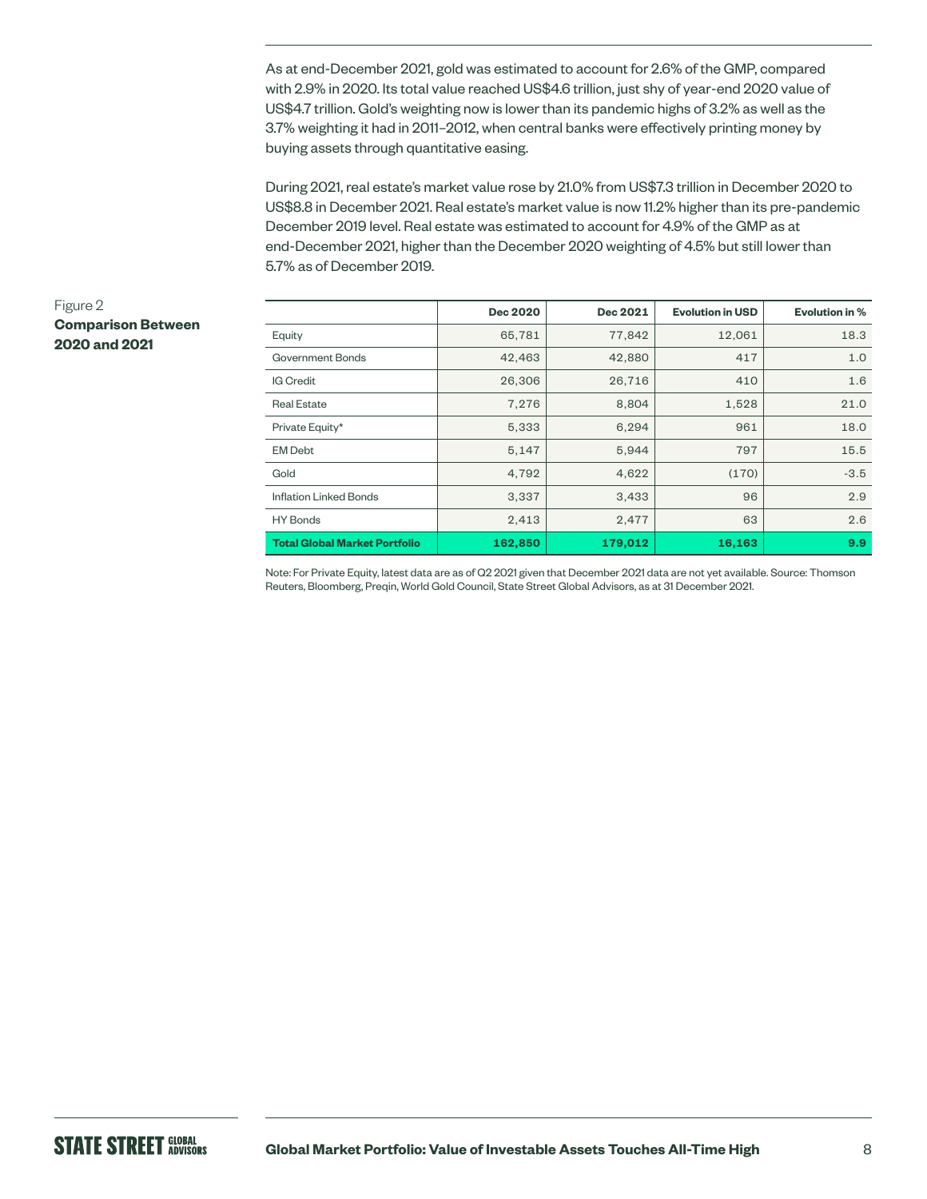As at end-December 2021, gold was estimated to account for 2.6% of the GMP, compared with 2.9% in 2020. Its total value reached US$4.6 trillion, just shy of year-end 2020 value of US$4.7 trillion. Gold's weighting now is lower than its pandemic highs of 3.2% as well as the 3.7% weighting it had in 2011–2012, when central banks were effectively printing money by buying assets through quantitative easing.

During 2021, real estate's market value rose by 21.0% from US$7.3 trillion in December 2020 to US$8.8 in December 2021. Real estate's market value is now 11.2% higher than its pre-pandemic December 2019 level. Real estate was estimated to account for 4.9% of the GMP as at end-December 2021, higher than the December 2020 weighting of 4.5% but still lower than 5.7% as of December 2019.

Figure 2
**Comparison Between 2020 and 2021**

| | Dec 2020 | Dec 2021 | Evolution in USD | Evolution in % |
|---|---|---|---|---|
| Equity | 65,781 | 77,842 | 12,061 | 18.3 |
| Government Bonds | 42,463 | 42,880 | 417 | 1.0 |
| IG Credit | 26,306 | 26,716 | 410 | 1.6 |
| Real Estate | 7,276 | 8,804 | 1,528 | 21.0 |
| Private Equity* | 5,333 | 6,294 | 961 | 18.0 |
| EM Debt | 5,147 | 5,944 | 797 | 15.5 |
| Gold | 4,792 | 4,622 | (170) | -3.5 |
| Inflation Linked Bonds | 3,337 | 3,433 | 96 | 2.9 |
| HY Bonds | 2,413 | 2,477 | 63 | 2.6 |
| **Total Global Market Portfolio** | **162,850** | **179,012** | **16,163** | **9.9** |

Note: For Private Equity, latest data are as of Q2 2021 given that December 2021 data are not yet available. Source: Thomson Reuters, Bloomberg, Preqin, World Gold Council, State Street Global Advisors, as at 31 December 2021.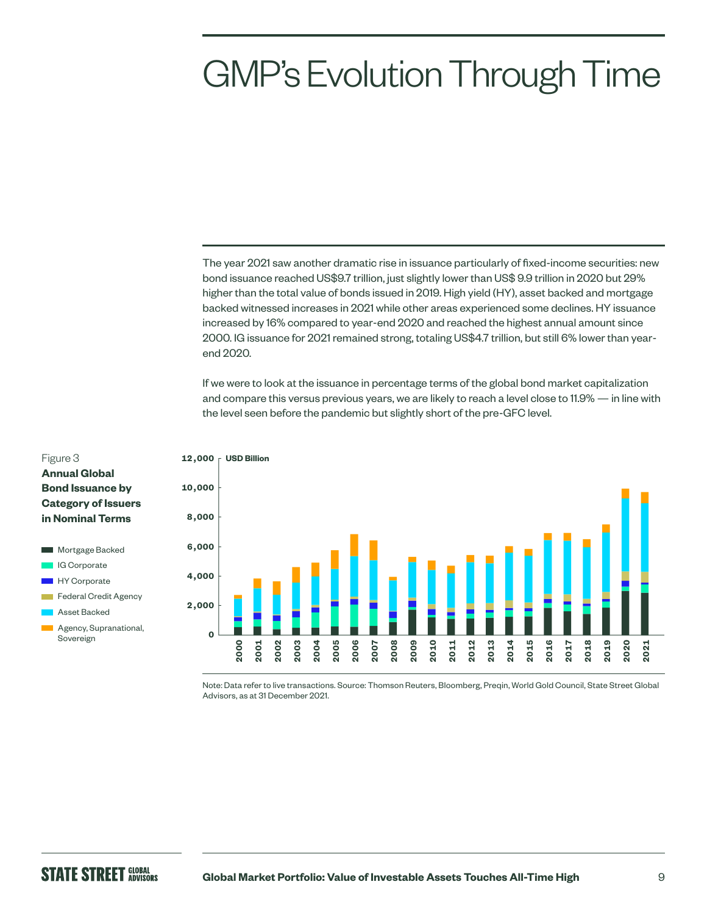# GMP's Evolution Through Time

The year 2021 saw another dramatic rise in issuance particularly of fixed-income securities: new bond issuance reached US$9.7 trillion, just slightly lower than US$ 9.9 trillion in 2020 but 29% higher than the total value of bonds issued in 2019. High yield (HY), asset backed and mortgage backed witnessed increases in 2021 while other areas experienced some declines. HY issuance increased by 16% compared to year-end 2020 and reached the highest annual amount since 2000. IG issuance for 2021 remained strong, totaling US$4.7 trillion, but still 6% lower than year-end 2020.

If we were to look at the issuance in percentage terms of the global bond market capitalization and compare this versus previous years, we are likely to reach a level close to 11.9% — in line with the level seen before the pandemic but slightly short of the pre-GFC level.

Figure 3
**Annual Global Bond Issuance by Category of Issuers in Nominal Terms**

Note: Data refer to live transactions. Source: Thomson Reuters, Bloomberg, Preqin, World Gold Council, State Street Global Advisors, as at 31 December 2021.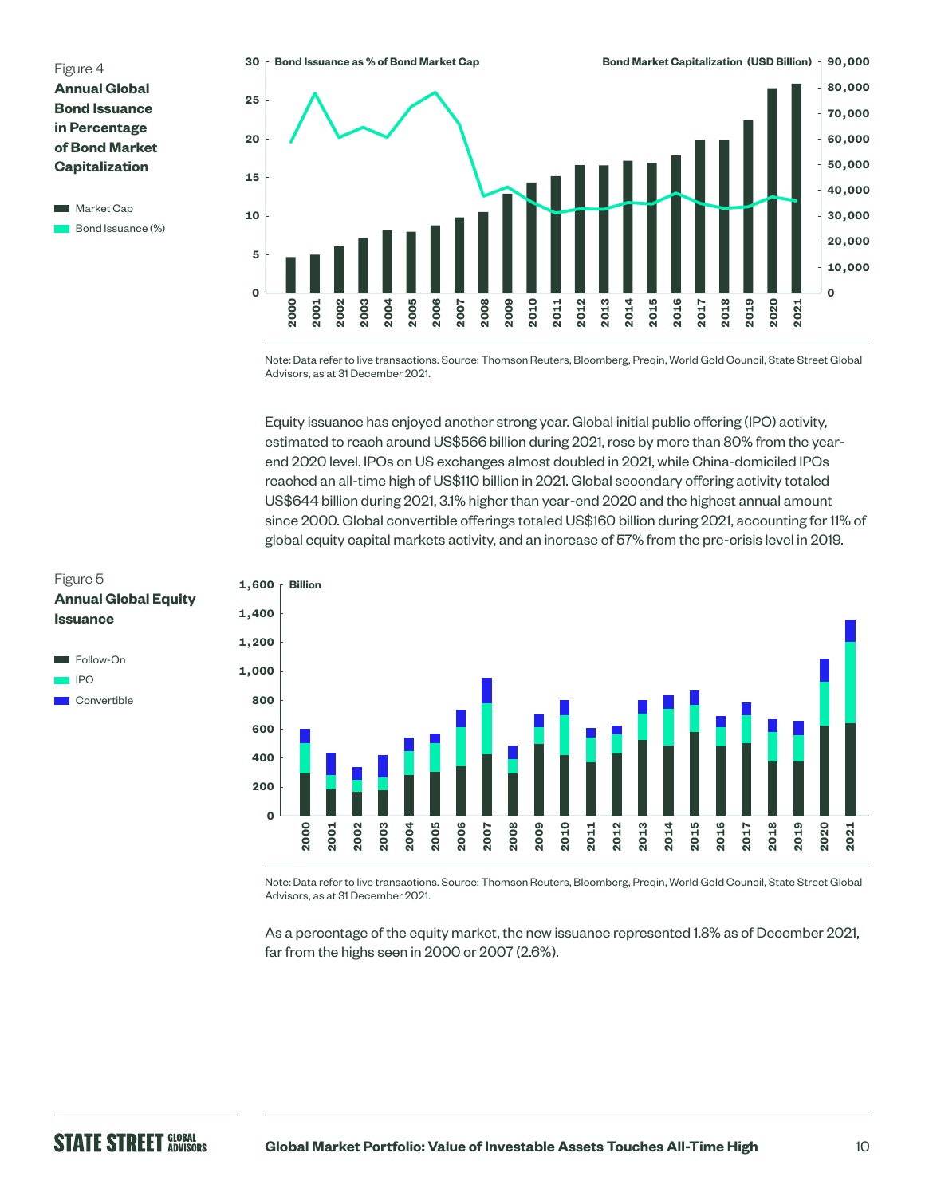Figure 4
**Annual Global Bond Issuance in Percentage of Bond Market Capitalization**

Note: Data refer to live transactions. Source: Thomson Reuters, Bloomberg, Preqin, World Gold Council, State Street Global Advisors, as at 31 December 2021.

Equity issuance has enjoyed another strong year. Global initial public offering (IPO) activity, estimated to reach around US$566 billion during 2021, rose by more than 80% from the year-end 2020 level. IPOs on US exchanges almost doubled in 2021, while China-domiciled IPOs reached an all-time high of US$110 billion in 2021. Global secondary offering activity totaled US$644 billion during 2021, 3.1% higher than year-end 2020 and the highest annual amount since 2000. Global convertible offerings totaled US$160 billion during 2021, accounting for 11% of global equity capital markets activity, and an increase of 57% from the pre-crisis level in 2019.

Figure 5
**Annual Global Equity Issuance**

Note: Data refer to live transactions. Source: Thomson Reuters, Bloomberg, Preqin, World Gold Council, State Street Global Advisors, as at 31 December 2021.

As a percentage of the equity market, the new issuance represented 1.8% as of December 2021, far from the highs seen in 2000 or 2007 (2.6%).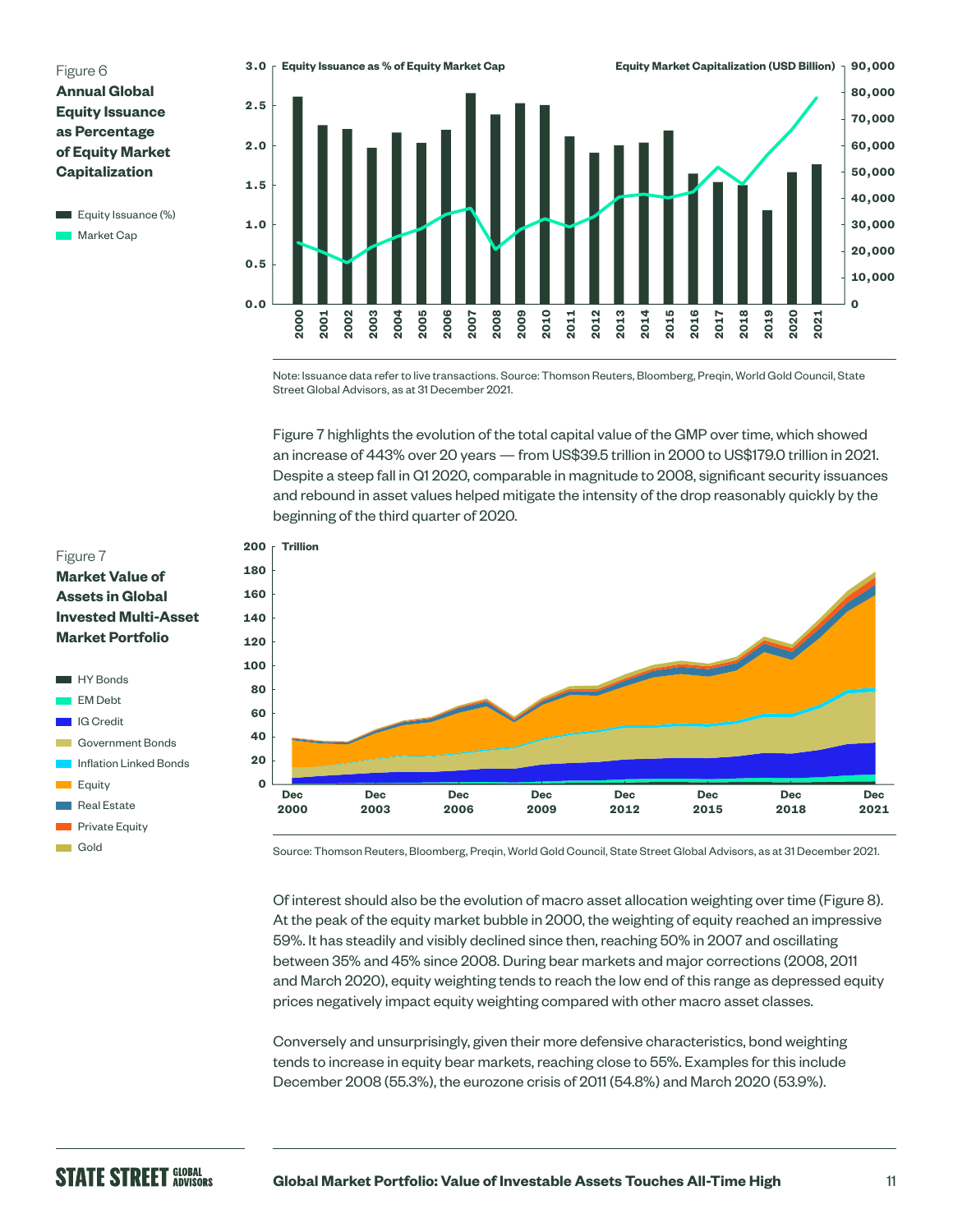Figure 6
**Annual Global Equity Issuance as Percentage of Equity Market Capitalization**

Equity Issuance (%)
Market Cap

Equity Issuance as % of Equity Market Cap
Equity Market Capitalization (USD Billion)

Note: Issuance data refer to live transactions. Source: Thomson Reuters, Bloomberg, Preqin, World Gold Council, State Street Global Advisors, as at 31 December 2021.

Figure 7 highlights the evolution of the total capital value of the GMP over time, which showed an increase of 443% over 20 years — from US$39.5 trillion in 2000 to US$179.0 trillion in 2021. Despite a steep fall in Q1 2020, comparable in magnitude to 2008, significant security issuances and rebound in asset values helped mitigate the intensity of the drop reasonably quickly by the beginning of the third quarter of 2020.

Figure 7
**Market Value of Assets in Global Invested Multi-Asset Market Portfolio**

HY Bonds
EM Debt
IG Credit
Government Bonds
Inflation Linked Bonds
Equity
Real Estate
Private Equity
Gold

Source: Thomson Reuters, Bloomberg, Preqin, World Gold Council, State Street Global Advisors, as at 31 December 2021.

Of interest should also be the evolution of macro asset allocation weighting over time (Figure 8). At the peak of the equity market bubble in 2000, the weighting of equity reached an impressive 59%. It has steadily and visibly declined since then, reaching 50% in 2007 and oscillating between 35% and 45% since 2008. During bear markets and major corrections (2008, 2011 and March 2020), equity weighting tends to reach the low end of this range as depressed equity prices negatively impact equity weighting compared with other macro asset classes.

Conversely and unsurprisingly, given their more defensive characteristics, bond weighting tends to increase in equity bear markets, reaching close to 55%. Examples for this include December 2008 (55.3%), the eurozone crisis of 2011 (54.8%) and March 2020 (53.9%).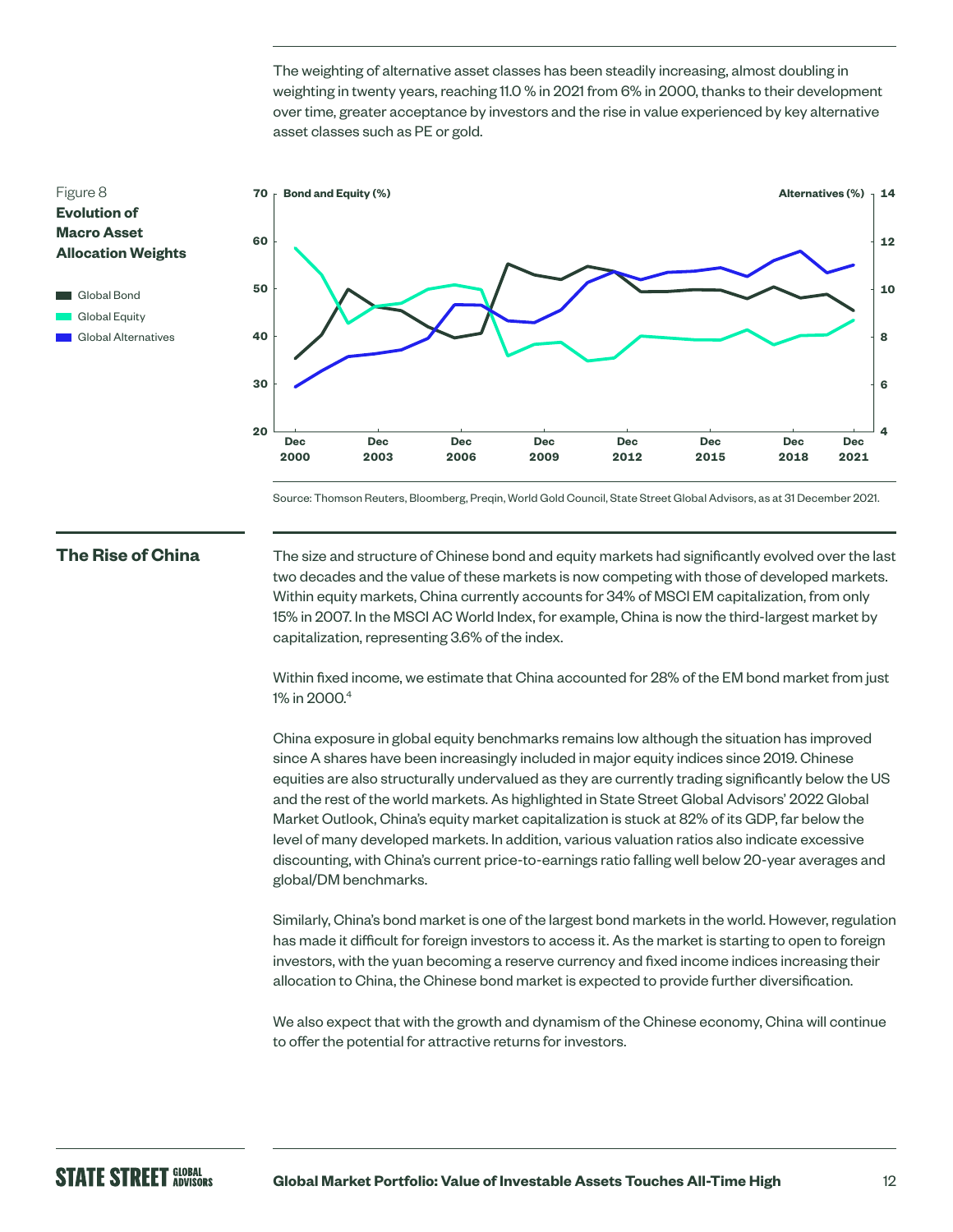The weighting of alternative asset classes has been steadily increasing, almost doubling in weighting in twenty years, reaching 11.0 % in 2021 from 6% in 2000, thanks to their development over time, greater acceptance by investors and the rise in value experienced by key alternative asset classes such as PE or gold.

Figure 8
**Evolution of Macro Asset Allocation Weights**

Source: Thomson Reuters, Bloomberg, Preqin, World Gold Council, State Street Global Advisors, as at 31 December 2021.

## The Rise of China

The size and structure of Chinese bond and equity markets had significantly evolved over the last two decades and the value of these markets is now competing with those of developed markets. Within equity markets, China currently accounts for 34% of MSCI EM capitalization, from only 15% in 2007. In the MSCI AC World Index, for example, China is now the third-largest market by capitalization, representing 3.6% of the index.

Within fixed income, we estimate that China accounted for 28% of the EM bond market from just 1% in 2000.[4]

China exposure in global equity benchmarks remains low although the situation has improved since A shares have been increasingly included in major equity indices since 2019. Chinese equities are also structurally undervalued as they are currently trading significantly below the US and the rest of the world markets. As highlighted in State Street Global Advisors' 2022 Global Market Outlook, China's equity market capitalization is stuck at 82% of its GDP, far below the level of many developed markets. In addition, various valuation ratios also indicate excessive discounting, with China's current price-to-earnings ratio falling well below 20-year averages and global/DM benchmarks.

Similarly, China's bond market is one of the largest bond markets in the world. However, regulation has made it difficult for foreign investors to access it. As the market is starting to open to foreign investors, with the yuan becoming a reserve currency and fixed income indices increasing their allocation to China, the Chinese bond market is expected to provide further diversification.

We also expect that with the growth and dynamism of the Chinese economy, China will continue to offer the potential for attractive returns for investors.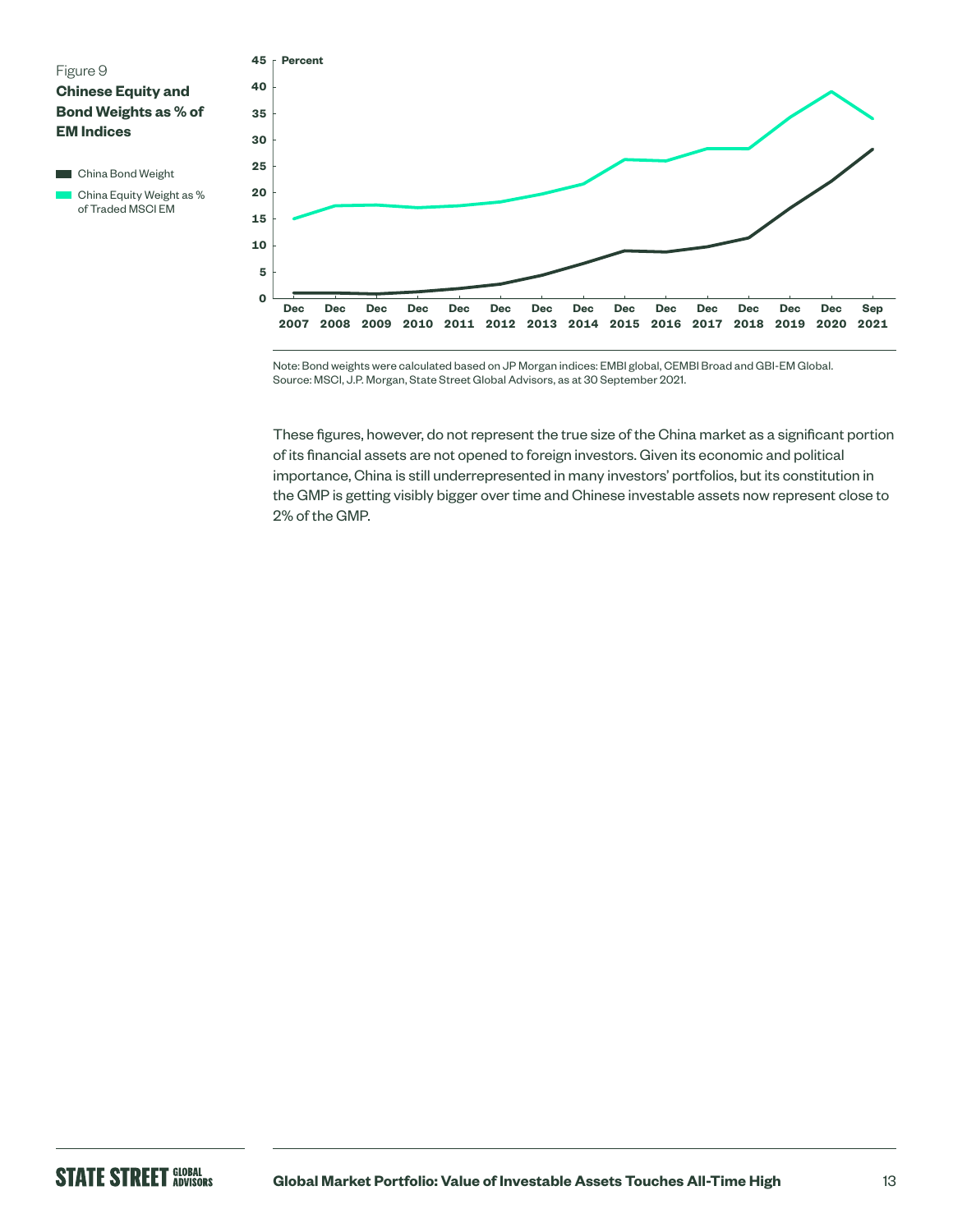Figure 9

**Chinese Equity and Bond Weights as % of EM Indices**

Note: Bond weights were calculated based on JP Morgan indices: EMBI global, CEMBI Broad and GBI-EM Global.
Source: MSCI, J.P. Morgan, State Street Global Advisors, as at 30 September 2021.

These figures, however, do not represent the true size of the China market as a significant portion of its financial assets are not opened to foreign investors. Given its economic and political importance, China is still underrepresented in many investors' portfolios, but its constitution in the GMP is getting visibly bigger over time and Chinese investable assets now represent close to 2% of the GMP.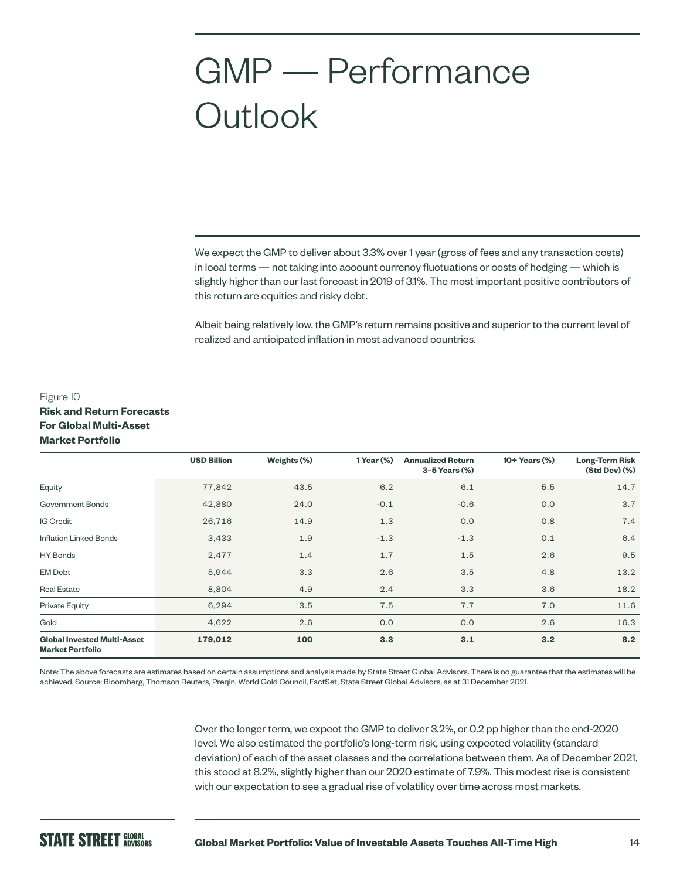# GMP — Performance Outlook

We expect the GMP to deliver about 3.3% over 1 year (gross of fees and any transaction costs) in local terms — not taking into account currency fluctuations or costs of hedging — which is slightly higher than our last forecast in 2019 of 3.1%. The most important positive contributors of this return are equities and risky debt.

Albeit being relatively low, the GMP's return remains positive and superior to the current level of realized and anticipated inflation in most advanced countries.

Figure 10
**Risk and Return Forecasts For Global Multi-Asset Market Portfolio**

| | USD Billion | Weights (%) | 1 Year (%) | Annualized Return 3–5 Years (%) | 10+ Years (%) | Long-Term Risk (Std Dev) (%) |
|---|---|---|---|---|---|---|
| Equity | 77,842 | 43.5 | 6.2 | 6.1 | 5.5 | 14.7 |
| Government Bonds | 42,880 | 24.0 | -0.1 | -0.6 | 0.0 | 3.7 |
| IG Credit | 26,716 | 14.9 | 1.3 | 0.0 | 0.8 | 7.4 |
| Inflation Linked Bonds | 3,433 | 1.9 | -1.3 | -1.3 | 0.1 | 6.4 |
| HY Bonds | 2,477 | 1.4 | 1.7 | 1.5 | 2.6 | 9.5 |
| EM Debt | 5,944 | 3.3 | 2.6 | 3.5 | 4.8 | 13.2 |
| Real Estate | 8,804 | 4.9 | 2.4 | 3.3 | 3.6 | 18.2 |
| Private Equity | 6,294 | 3.5 | 7.5 | 7.7 | 7.0 | 11.6 |
| Gold | 4,622 | 2.6 | 0.0 | 0.0 | 2.6 | 16.3 |
| **Global Invested Multi-Asset Market Portfolio** | **179,012** | **100** | **3.3** | **3.1** | **3.2** | **8.2** |

Note: The above forecasts are estimates based on certain assumptions and analysis made by State Street Global Advisors. There is no guarantee that the estimates will be achieved. Source: Bloomberg, Thomson Reuters, Preqin, World Gold Council, FactSet, State Street Global Advisors, as at 31 December 2021.

Over the longer term, we expect the GMP to deliver 3.2%, or 0.2 pp higher than the end-2020 level. We also estimated the portfolio's long-term risk, using expected volatility (standard deviation) of each of the asset classes and the correlations between them. As of December 2021, this stood at 8.2%, slightly higher than our 2020 estimate of 7.9%. This modest rise is consistent with our expectation to see a gradual rise of volatility over time across most markets.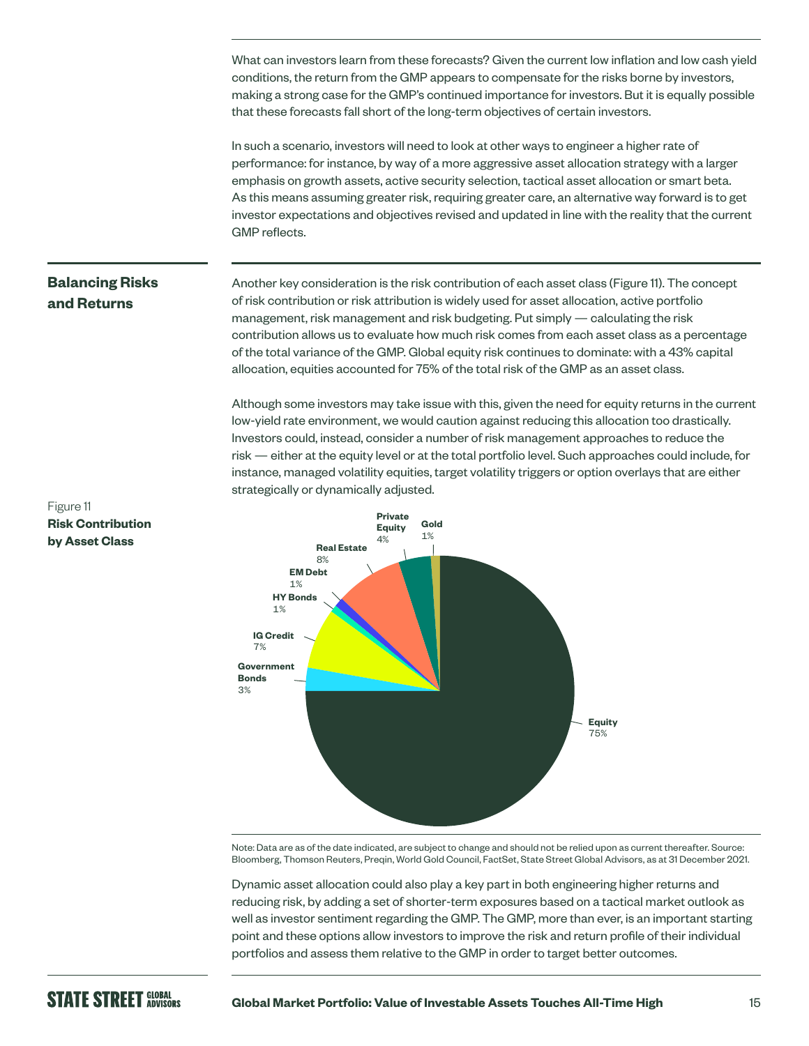What can investors learn from these forecasts? Given the current low inflation and low cash yield conditions, the return from the GMP appears to compensate for the risks borne by investors, making a strong case for the GMP's continued importance for investors. But it is equally possible that these forecasts fall short of the long-term objectives of certain investors.

In such a scenario, investors will need to look at other ways to engineer a higher rate of performance: for instance, by way of a more aggressive asset allocation strategy with a larger emphasis on growth assets, active security selection, tactical asset allocation or smart beta. As this means assuming greater risk, requiring greater care, an alternative way forward is to get investor expectations and objectives revised and updated in line with the reality that the current GMP reflects.

## Balancing Risks and Returns

Another key consideration is the risk contribution of each asset class (Figure 11). The concept of risk contribution or risk attribution is widely used for asset allocation, active portfolio management, risk management and risk budgeting. Put simply — calculating the risk contribution allows us to evaluate how much risk comes from each asset class as a percentage of the total variance of the GMP. Global equity risk continues to dominate: with a 43% capital allocation, equities accounted for 75% of the total risk of the GMP as an asset class.

Although some investors may take issue with this, given the need for equity returns in the current low-yield rate environment, we would caution against reducing this allocation too drastically. Investors could, instead, consider a number of risk management approaches to reduce the risk — either at the equity level or at the total portfolio level. Such approaches could include, for instance, managed volatility equities, target volatility triggers or option overlays that are either strategically or dynamically adjusted.

Figure 11
**Risk Contribution by Asset Class**

| Asset Class | Risk Contribution |
|---|---|
| Equity | 75% |
| Government Bonds | 3% |
| IG Credit | 7% |
| HY Bonds | 1% |
| EM Debt | 1% |
| Real Estate | 8% |
| Private Equity | 4% |
| Gold | 1% |

Note: Data are as of the date indicated, are subject to change and should not be relied upon as current thereafter. Source: Bloomberg, Thomson Reuters, Preqin, World Gold Council, FactSet, State Street Global Advisors, as at 31 December 2021.

Dynamic asset allocation could also play a key part in both engineering higher returns and reducing risk, by adding a set of shorter-term exposures based on a tactical market outlook as well as investor sentiment regarding the GMP. The GMP, more than ever, is an important starting point and these options allow investors to improve the risk and return profile of their individual portfolios and assess them relative to the GMP in order to target better outcomes.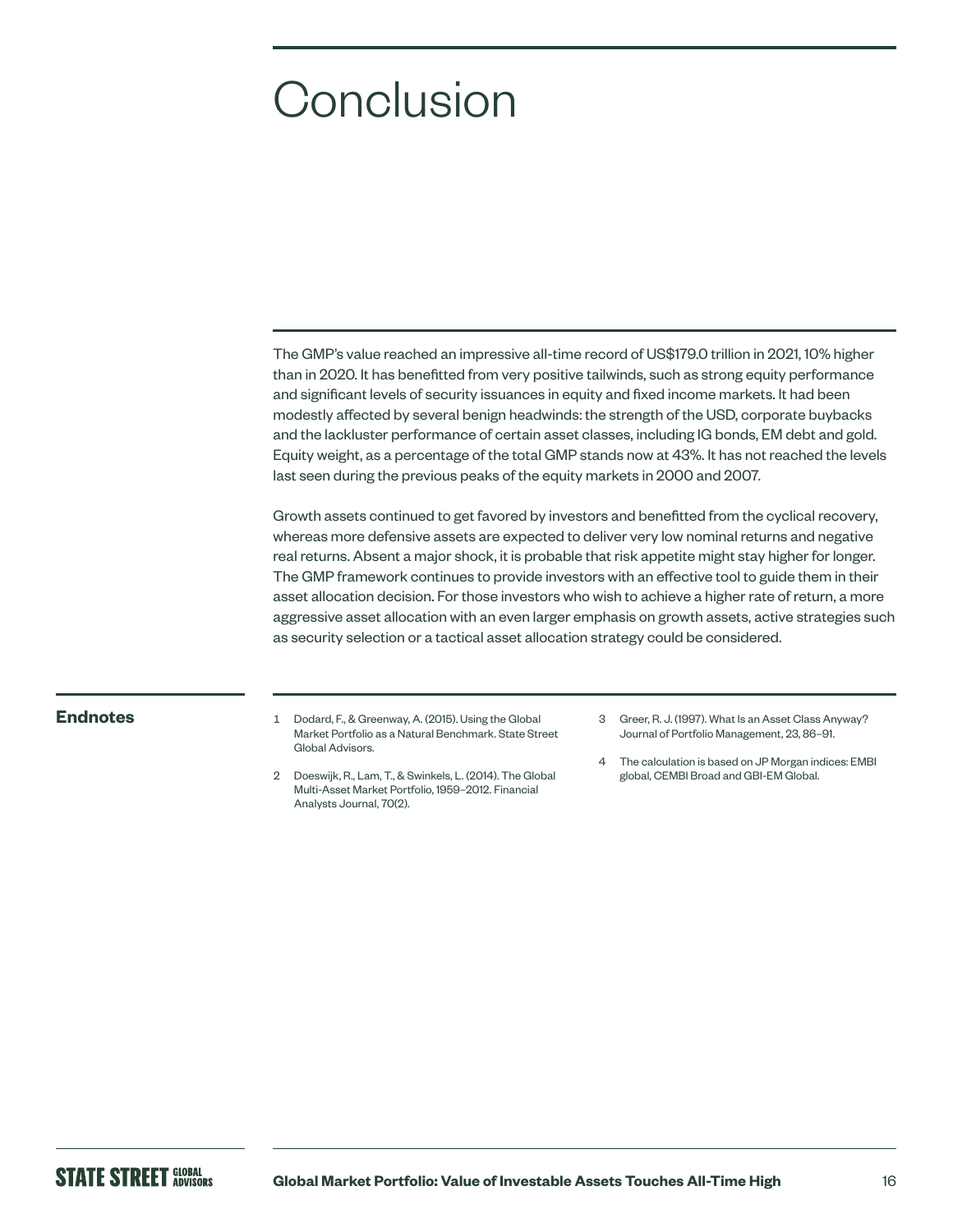# Conclusion

The GMP's value reached an impressive all-time record of US$179.0 trillion in 2021, 10% higher than in 2020. It has benefitted from very positive tailwinds, such as strong equity performance and significant levels of security issuances in equity and fixed income markets. It had been modestly affected by several benign headwinds: the strength of the USD, corporate buybacks and the lackluster performance of certain asset classes, including IG bonds, EM debt and gold. Equity weight, as a percentage of the total GMP stands now at 43%. It has not reached the levels last seen during the previous peaks of the equity markets in 2000 and 2007.

Growth assets continued to get favored by investors and benefitted from the cyclical recovery, whereas more defensive assets are expected to deliver very low nominal returns and negative real returns. Absent a major shock, it is probable that risk appetite might stay higher for longer. The GMP framework continues to provide investors with an effective tool to guide them in their asset allocation decision. For those investors who wish to achieve a higher rate of return, a more aggressive asset allocation with an even larger emphasis on growth assets, active strategies such as security selection or a tactical asset allocation strategy could be considered.

## Endnotes

1. Dodard, F., & Greenway, A. (2015). Using the Global Market Portfolio as a Natural Benchmark. State Street Global Advisors.
2. Doeswijk, R., Lam, T., & Swinkels, L. (2014). The Global Multi-Asset Market Portfolio, 1959–2012. Financial Analysts Journal, 70(2).
3. Greer, R. J. (1997). What Is an Asset Class Anyway? Journal of Portfolio Management, 23, 86–91.
4. The calculation is based on JP Morgan indices: EMBI global, CEMBI Broad and GBI-EM Global.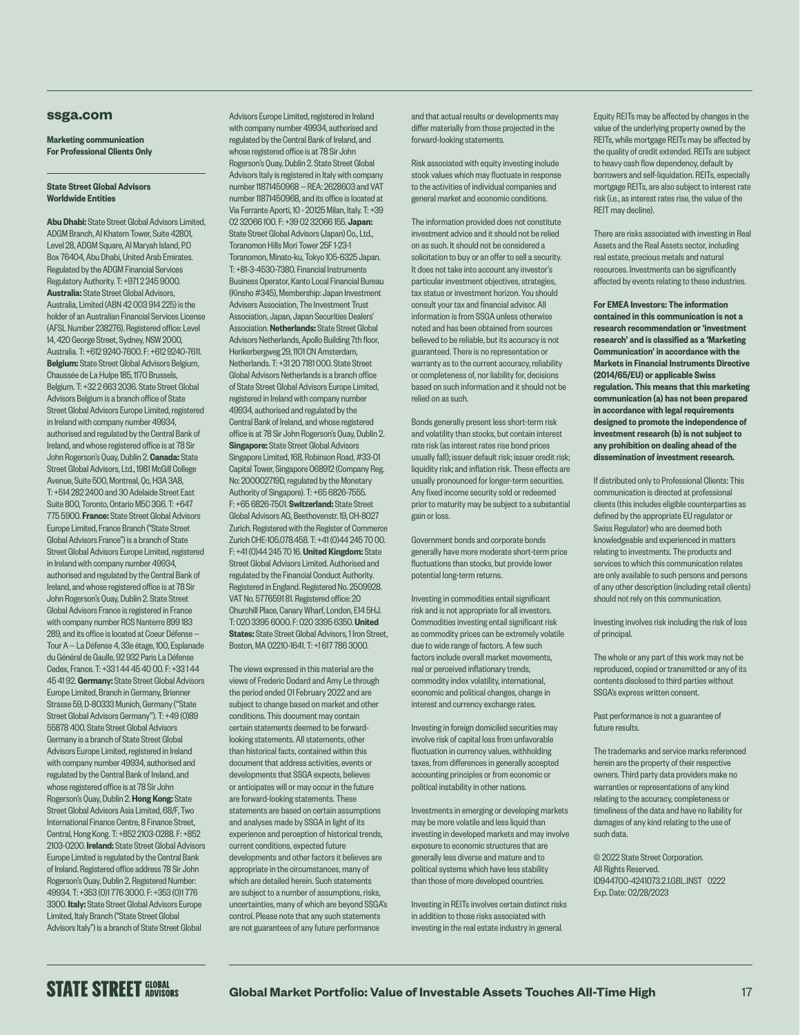**ssga.com**

**Marketing communication**
**For Professional Clients Only**

**State Street Global Advisors Worldwide Entities**

**Abu Dhabi:** State Street Global Advisors Limited, ADGM Branch, Al Khatem Tower, Suite 42801, Level 28, ADGM Square, Al Maryah Island, P.O Box 76404, Abu Dhabi, United Arab Emirates. Regulated by the ADGM Financial Services Regulatory Authority. T: +971 2 245 9000. **Australia:** State Street Global Advisors, Australia, Limited (ABN 42 003 914 225) is the holder of an Australian Financial Services License (AFSL Number 238276). Registered office: Level 14, 420 George Street, Sydney, NSW 2000, Australia. T: +612 9240-7600. F: +612 9240-7611. **Belgium:** State Street Global Advisors Belgium, Chaussée de La Hulpe 185, 1170 Brussels, Belgium. T: +32 2 663 2036. State Street Global Advisors Belgium is a branch office of State Street Global Advisors Europe Limited, registered in Ireland with company number 49934, authorised and regulated by the Central Bank of Ireland, and whose registered office is at 78 Sir John Rogerson's Quay, Dublin 2. **Canada:** State Street Global Advisors, Ltd., 1981 McGill College Avenue, Suite 500, Montreal, Qc, H3A 3A8, T: +514 282 2400 and 30 Adelaide Street East Suite 800, Toronto, Ontario M5C 3G6. T: +647 775 5900. **France:** State Street Global Advisors Europe Limited, France Branch ("State Street Global Advisors France") is a branch of State Street Global Advisors Europe Limited, registered in Ireland with company number 49934, authorised and regulated by the Central Bank of Ireland, and whose registered office is at 78 Sir John Rogerson's Quay, Dublin 2. State Street Global Advisors France is registered in France with company number RCS Nanterre 899 183 289, and its office is located at Coeur Défense – Tour A – La Défense 4, 33e étage, 100, Esplanade du Général de Gaulle, 92 932 Paris La Défense Cedex, France. T: +33 1 44 45 40 00. F: +33 1 44 45 41 92. **Germany:** State Street Global Advisors Europe Limited, Branch in Germany, Brienner Strasse 59, D-80333 Munich, Germany ("State Street Global Advisors Germany"). T: +49 (0)89 55878 400. State Street Global Advisors Germany is a branch of State Street Global Advisors Europe Limited, registered in Ireland with company number 49934, authorised and regulated by the Central Bank of Ireland, and whose registered office is at 78 Sir John Rogerson's Quay, Dublin 2. **Hong Kong:** State Street Global Advisors Asia Limited, 68/F, Two International Finance Centre, 8 Finance Street, Central, Hong Kong. T: +852 2103-0288. F: +852 2103-0200. **Ireland:** State Street Global Advisors Europe Limited is regulated by the Central Bank of Ireland. Registered office address 78 Sir John Rogerson's Quay, Dublin 2. Registered Number: 49934. T: +353 (0)1 776 3000. F: +353 (0)1 776 3300. **Italy:** State Street Global Advisors Europe Limited, Italy Branch ("State Street Global Advisors Italy") is a branch of State Street Global Advisors Europe Limited, registered in Ireland with company number 49934, authorised and regulated by the Central Bank of Ireland, and whose registered office is at 78 Sir John Rogerson's Quay, Dublin 2. State Street Global Advisors Italy is registered in Italy with company number 11871450968 — REA: 2628603 and VAT number 11871450968, and its office is located at Via Ferrante Aporti, 10 - 20125 Milan, Italy. T: +39 02 32066 100. F: +39 02 32066 155. **Japan:** State Street Global Advisors (Japan) Co., Ltd., Toranomon Hills Mori Tower 25F 1-23-1 Toranomon, Minato-ku, Tokyo 105-6325 Japan. T: +81-3-4530-7380. Financial Instruments Business Operator, Kanto Local Financial Bureau (Kinsho #345), Membership: Japan Investment Advisers Association, The Investment Trust Association, Japan, Japan Securities Dealers' Association. **Netherlands:** State Street Global Advisors Netherlands, Apollo Building 7th floor, Herikerbergweg 29, 1101 CN Amsterdam, Netherlands. T: +31 20 7181 000. State Street Global Advisors Netherlands is a branch office of State Street Global Advisors Europe Limited, registered in Ireland with company number 49934, authorised and regulated by the Central Bank of Ireland, and whose registered office is at 78 Sir John Rogerson's Quay, Dublin 2. **Singapore:** State Street Global Advisors Singapore Limited, 168, Robinson Road, #33-01 Capital Tower, Singapore 068912 (Company Reg. No: 200002719D, regulated by the Monetary Authority of Singapore). T: +65 6826-7555. F: +65 6826-7501. **Switzerland:** State Street Global Advisors AG, Beethovenstr. 19, CH-8027 Zurich. Registered with the Register of Commerce Zurich CHE-105.078.458. T: +41 (0)44 245 70 00. F: +41 (0)44 245 70 16. **United Kingdom:** State Street Global Advisors Limited. Authorised and regulated by the Financial Conduct Authority. Registered in England. Registered No. 2509928. VAT No. 5776591 81. Registered office: 20 Churchill Place, Canary Wharf, London, E14 5HJ. T: 020 3395 6000. F: 020 3395 6350. **United States:** State Street Global Advisors, 1 Iron Street, Boston, MA 02210-1641. T: +1 617 786 3000.

The views expressed in this material are the views of Frederic Dodard and Amy Le through the period ended 01 February 2022 and are subject to change based on market and other conditions. This document may contain certain statements deemed to be forward-looking statements. All statements, other than historical facts, contained within this document that address activities, events or developments that SSGA expects, believes or anticipates will or may occur in the future are forward-looking statements. These statements are based on certain assumptions and analyses made by SSGA in light of its experience and perception of historical trends, current conditions, expected future developments and other factors it believes are appropriate in the circumstances, many of which are detailed herein. Such statements are subject to a number of assumptions, risks, uncertainties, many of which are beyond SSGA's control. Please note that any such statements are not guarantees of any future performance and that actual results or developments may differ materially from those projected in the forward-looking statements.

Risk associated with equity investing include stock values which may fluctuate in response to the activities of individual companies and general market and economic conditions.

The information provided does not constitute investment advice and it should not be relied on as such. It should not be considered a solicitation to buy or an offer to sell a security. It does not take into account any investor's particular investment objectives, strategies, tax status or investment horizon. You should consult your tax and financial advisor. All information is from SSGA unless otherwise noted and has been obtained from sources believed to be reliable, but its accuracy is not guaranteed. There is no representation or warranty as to the current accuracy, reliability or completeness of, nor liability for, decisions based on such information and it should not be relied on as such.

Bonds generally present less short-term risk and volatility than stocks, but contain interest rate risk (as interest rates rise bond prices usually fall); issuer default risk; issuer credit risk; liquidity risk; and inflation risk. These effects are usually pronounced for longer-term securities. Any fixed income security sold or redeemed prior to maturity may be subject to a substantial gain or loss.

Government bonds and corporate bonds generally have more moderate short-term price fluctuations than stocks, but provide lower potential long-term returns.

Investing in commodities entail significant risk and is not appropriate for all investors. Commodities investing entail significant risk as commodity prices can be extremely volatile due to wide range of factors. A few such factors include overall market movements, real or perceived inflationary trends, commodity index volatility, international, economic and political changes, change in interest and currency exchange rates.

Investing in foreign domiciled securities may involve risk of capital loss from unfavorable fluctuation in currency values, withholding taxes, from differences in generally accepted accounting principles or from economic or political instability in other nations.

Investments in emerging or developing markets may be more volatile and less liquid than investing in developed markets and may involve exposure to economic structures that are generally less diverse and mature and to political systems which have less stability than those of more developed countries.

Investing in REITs involves certain distinct risks in addition to those risks associated with investing in the real estate industry in general. Equity REITs may be affected by changes in the value of the underlying property owned by the REITs, while mortgage REITs may be affected by the quality of credit extended. REITs are subject to heavy cash flow dependency, default by borrowers and self-liquidation. REITs, especially mortgage REITs, are also subject to interest rate risk (i.e., as interest rates rise, the value of the REIT may decline).

There are risks associated with investing in Real Assets and the Real Assets sector, including real estate, precious metals and natural resources. Investments can be significantly affected by events relating to these industries.

**For EMEA Investors: The information contained in this communication is not a research recommendation or 'investment research' and is classified as a 'Marketing Communication' in accordance with the Markets in Financial Instruments Directive (2014/65/EU) or applicable Swiss regulation. This means that this marketing communication (a) has not been prepared in accordance with legal requirements designed to promote the independence of investment research (b) is not subject to any prohibition on dealing ahead of the dissemination of investment research.**

If distributed only to Professional Clients: This communication is directed at professional clients (this includes eligible counterparties as defined by the appropriate EU regulator or Swiss Regulator) who are deemed both knowledgeable and experienced in matters relating to investments. The products and services to which this communication relates are only available to such persons and persons of any other description (including retail clients) should not rely on this communication.

Investing involves risk including the risk of loss of principal.

The whole or any part of this work may not be reproduced, copied or transmitted or any of its contents disclosed to third parties without SSGA's express written consent.

Past performance is not a guarantee of future results.

The trademarks and service marks referenced herein are the property of their respective owners. Third party data providers make no warranties or representations of any kind relating to the accuracy, completeness or timeliness of the data and have no liability for damages of any kind relating to the use of such data.

© 2022 State Street Corporation.
All Rights Reserved.
ID944700-4241073.2.1.GBL.INST 0222
Exp. Date: 02/28/2023